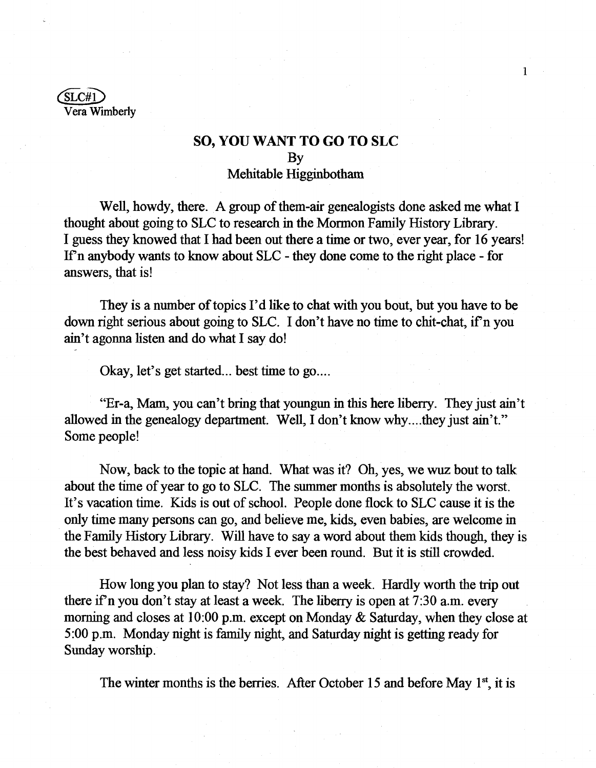SLC#1
Vera Wimberly

# SO, YOU WANT TO GO TO SLC

By
Mehitable Higginbotham

Well, howdy, there. A group of them-air genealogists done asked me what I thought about going to SLC to research in the Mormon Family History Library. I guess they knowed that I had been out there a time or two, ever year, for 16 years! If'n anybody wants to know about SLC - they done come to the right place - for answers, that is!

They is a number of topics I'd like to chat with you bout, but you have to be down right serious about going to SLC. I don't have no time to chit-chat, if'n you ain't agonna listen and do what I say do!

Okay, let's get started... best time to go....

"Er-a, Mam, you can't bring that youngun in this here liberry. They just ain't allowed in the genealogy department. Well, I don't know why....they just ain't." Some people!

Now, back to the topic at hand. What was it? Oh, yes, we wuz bout to talk about the time of year to go to SLC. The summer months is absolutely the worst. It's vacation time. Kids is out of school. People done flock to SLC cause it is the only time many persons can go, and believe me, kids, even babies, are welcome in the Family History Library. Will have to say a word about them kids though, they is the best behaved and less noisy kids I ever been round. But it is still crowded.

How long you plan to stay? Not less than a week. Hardly worth the trip out there if'n you don't stay at least a week. The liberry is open at 7:30 a.m. every morning and closes at 10:00 p.m. except on Monday & Saturday, when they close at 5:00 p.m. Monday night is family night, and Saturday night is getting ready for Sunday worship.

The winter months is the berries. After October 15 and before May 1st, it is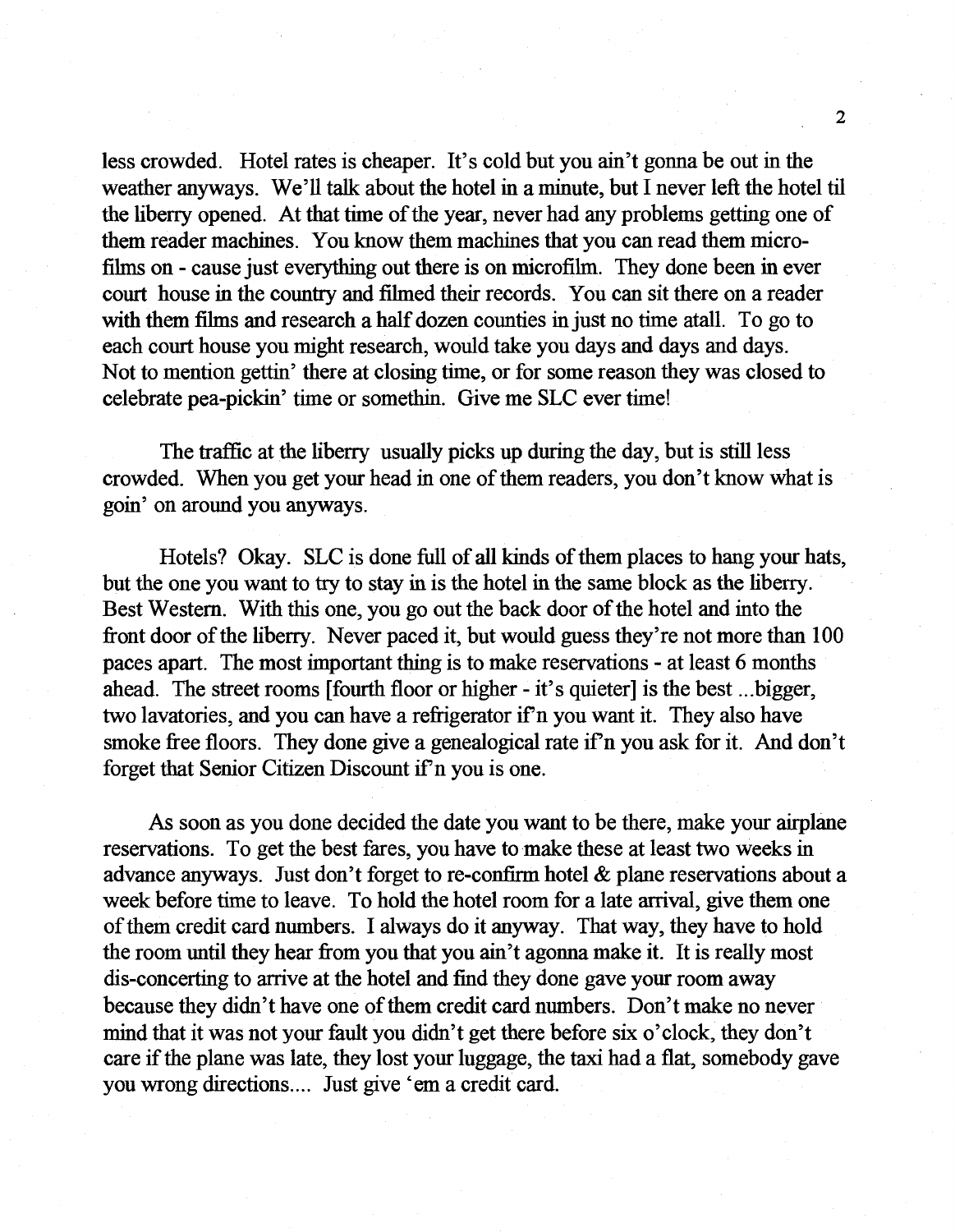less crowded. Hotel rates is cheaper. It's cold but you ain't gonna be out in the weather anyways. We'll talk about the hotel in a minute, but I never left the hotel til the liberry opened. At that time of the year, never had any problems getting one of them reader machines. You know them machines that you can read them micro-films on - cause just everything out there is on microfilm. They done been in ever court house in the country and filmed their records. You can sit there on a reader with them films and research a half dozen counties in just no time atall. To go to each court house you might research, would take you days and days and days. Not to mention gettin' there at closing time, or for some reason they was closed to celebrate pea-pickin' time or somethin. Give me SLC ever time!

The traffic at the liberry usually picks up during the day, but is still less crowded. When you get your head in one of them readers, you don't know what is goin' on around you anyways.

Hotels? Okay. SLC is done full of all kinds of them places to hang your hats, but the one you want to try to stay in is the hotel in the same block as the liberry. Best Western. With this one, you go out the back door of the hotel and into the front door of the liberry. Never paced it, but would guess they're not more than 100 paces apart. The most important thing is to make reservations - at least 6 months ahead. The street rooms [fourth floor or higher - it's quieter] is the best ...bigger, two lavatories, and you can have a refrigerator if'n you want it. They also have smoke free floors. They done give a genealogical rate if'n you ask for it. And don't forget that Senior Citizen Discount if'n you is one.

As soon as you done decided the date you want to be there, make your airplane reservations. To get the best fares, you have to make these at least two weeks in advance anyways. Just don't forget to re-confirm hotel & plane reservations about a week before time to leave. To hold the hotel room for a late arrival, give them one of them credit card numbers. I always do it anyway. That way, they have to hold the room until they hear from you that you ain't agonna make it. It is really most dis-concerting to arrive at the hotel and find they done gave your room away because they didn't have one of them credit card numbers. Don't make no never mind that it was not your fault you didn't get there before six o'clock, they don't care if the plane was late, they lost your luggage, the taxi had a flat, somebody gave you wrong directions.... Just give 'em a credit card.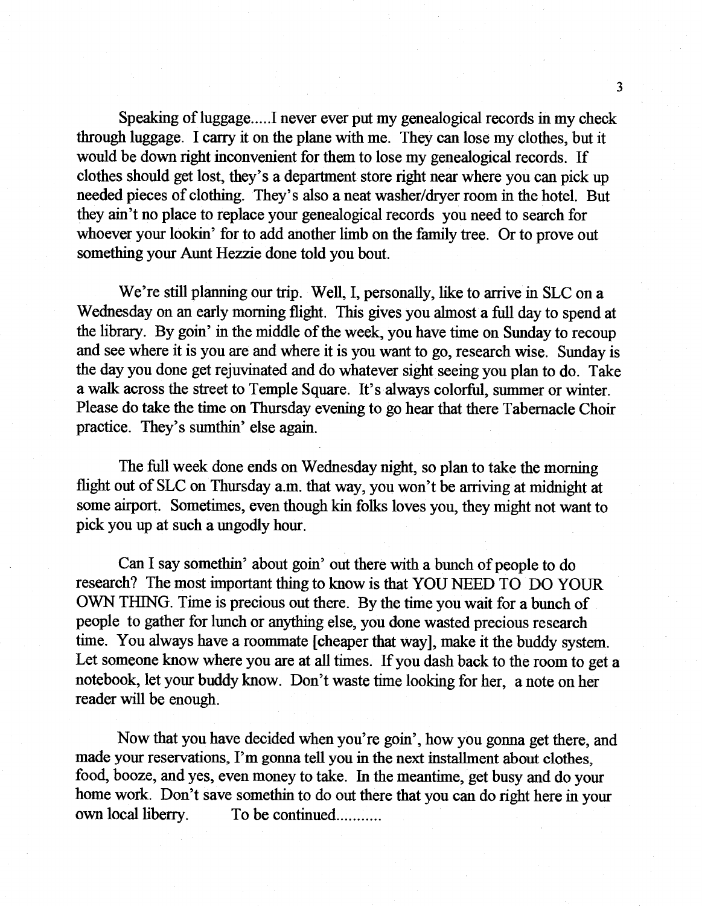Speaking of luggage.....I never ever put my genealogical records in my check through luggage. I carry it on the plane with me. They can lose my clothes, but it would be down right inconvenient for them to lose my genealogical records. If clothes should get lost, they's a department store right near where you can pick up needed pieces of clothing. They's also a neat washer/dryer room in the hotel. But they ain't no place to replace your genealogical records you need to search for whoever your lookin' for to add another limb on the family tree. Or to prove out something your Aunt Hezzie done told you bout.

We're still planning our trip. Well, I, personally, like to arrive in SLC on a Wednesday on an early morning flight. This gives you almost a full day to spend at the library. By goin' in the middle of the week, you have time on Sunday to recoup and see where it is you are and where it is you want to go, research wise. Sunday is the day you done get rejuvinated and do whatever sight seeing you plan to do. Take a walk across the street to Temple Square. It's always colorful, summer or winter. Please do take the time on Thursday evening to go hear that there Tabernacle Choir practice. They's sumthin' else again.

The full week done ends on Wednesday night, so plan to take the morning flight out of SLC on Thursday a.m. that way, you won't be arriving at midnight at some airport. Sometimes, even though kin folks loves you, they might not want to pick you up at such a ungodly hour.

Can I say somethin' about goin' out there with a bunch of people to do research? The most important thing to know is that YOU NEED TO DO YOUR OWN THING. Time is precious out there. By the time you wait for a bunch of people to gather for lunch or anything else, you done wasted precious research time. You always have a roommate [cheaper that way], make it the buddy system. Let someone know where you are at all times. If you dash back to the room to get a notebook, let your buddy know. Don't waste time looking for her, a note on her reader will be enough.

Now that you have decided when you're goin', how you gonna get there, and made your reservations, I'm gonna tell you in the next installment about clothes, food, booze, and yes, even money to take. In the meantime, get busy and do your home work. Don't save somethin to do out there that you can do right here in your own local liberry. To be continued...........